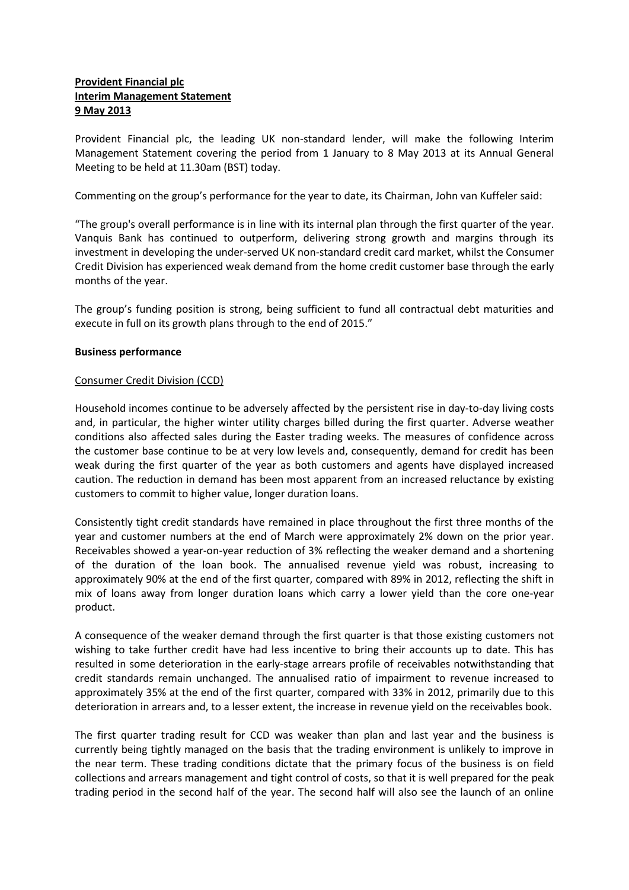**Provident Financial plc**
**Interim Management Statement**
**9 May 2013**

Provident Financial plc, the leading UK non-standard lender, will make the following Interim Management Statement covering the period from 1 January to 8 May 2013 at its Annual General Meeting to be held at 11.30am (BST) today.

Commenting on the group's performance for the year to date, its Chairman, John van Kuffeler said:

"The group's overall performance is in line with its internal plan through the first quarter of the year. Vanquis Bank has continued to outperform, delivering strong growth and margins through its investment in developing the under-served UK non-standard credit card market, whilst the Consumer Credit Division has experienced weak demand from the home credit customer base through the early months of the year.

The group's funding position is strong, being sufficient to fund all contractual debt maturities and execute in full on its growth plans through to the end of 2015."

**Business performance**

Consumer Credit Division (CCD)

Household incomes continue to be adversely affected by the persistent rise in day-to-day living costs and, in particular, the higher winter utility charges billed during the first quarter. Adverse weather conditions also affected sales during the Easter trading weeks. The measures of confidence across the customer base continue to be at very low levels and, consequently, demand for credit has been weak during the first quarter of the year as both customers and agents have displayed increased caution. The reduction in demand has been most apparent from an increased reluctance by existing customers to commit to higher value, longer duration loans.

Consistently tight credit standards have remained in place throughout the first three months of the year and customer numbers at the end of March were approximately 2% down on the prior year. Receivables showed a year-on-year reduction of 3% reflecting the weaker demand and a shortening of the duration of the loan book. The annualised revenue yield was robust, increasing to approximately 90% at the end of the first quarter, compared with 89% in 2012, reflecting the shift in mix of loans away from longer duration loans which carry a lower yield than the core one-year product.

A consequence of the weaker demand through the first quarter is that those existing customers not wishing to take further credit have had less incentive to bring their accounts up to date. This has resulted in some deterioration in the early-stage arrears profile of receivables notwithstanding that credit standards remain unchanged. The annualised ratio of impairment to revenue increased to approximately 35% at the end of the first quarter, compared with 33% in 2012, primarily due to this deterioration in arrears and, to a lesser extent, the increase in revenue yield on the receivables book.

The first quarter trading result for CCD was weaker than plan and last year and the business is currently being tightly managed on the basis that the trading environment is unlikely to improve in the near term. These trading conditions dictate that the primary focus of the business is on field collections and arrears management and tight control of costs, so that it is well prepared for the peak trading period in the second half of the year. The second half will also see the launch of an online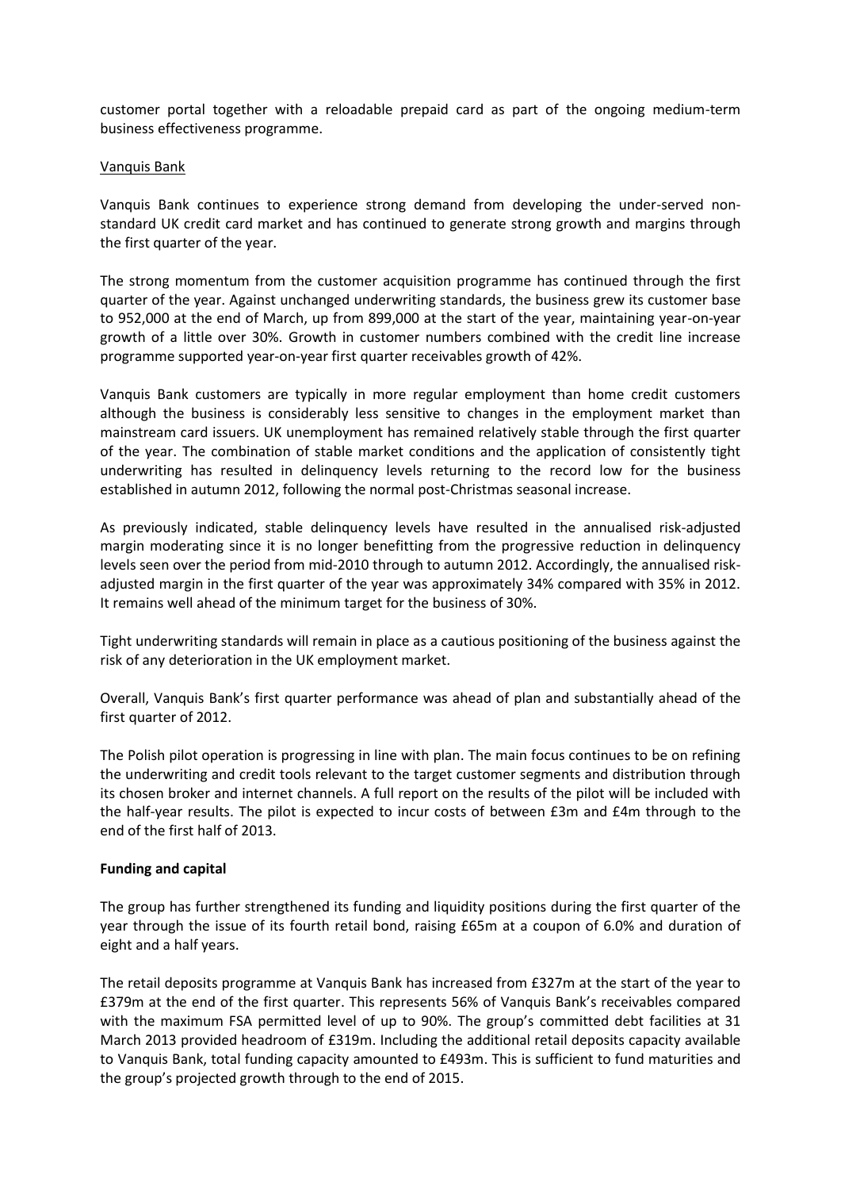customer portal together with a reloadable prepaid card as part of the ongoing medium-term business effectiveness programme.

Vanquis Bank

Vanquis Bank continues to experience strong demand from developing the under-served non-standard UK credit card market and has continued to generate strong growth and margins through the first quarter of the year.

The strong momentum from the customer acquisition programme has continued through the first quarter of the year. Against unchanged underwriting standards, the business grew its customer base to 952,000 at the end of March, up from 899,000 at the start of the year, maintaining year-on-year growth of a little over 30%. Growth in customer numbers combined with the credit line increase programme supported year-on-year first quarter receivables growth of 42%.

Vanquis Bank customers are typically in more regular employment than home credit customers although the business is considerably less sensitive to changes in the employment market than mainstream card issuers. UK unemployment has remained relatively stable through the first quarter of the year. The combination of stable market conditions and the application of consistently tight underwriting has resulted in delinquency levels returning to the record low for the business established in autumn 2012, following the normal post-Christmas seasonal increase.

As previously indicated, stable delinquency levels have resulted in the annualised risk-adjusted margin moderating since it is no longer benefitting from the progressive reduction in delinquency levels seen over the period from mid-2010 through to autumn 2012. Accordingly, the annualised risk-adjusted margin in the first quarter of the year was approximately 34% compared with 35% in 2012. It remains well ahead of the minimum target for the business of 30%.

Tight underwriting standards will remain in place as a cautious positioning of the business against the risk of any deterioration in the UK employment market.

Overall, Vanquis Bank's first quarter performance was ahead of plan and substantially ahead of the first quarter of 2012.

The Polish pilot operation is progressing in line with plan. The main focus continues to be on refining the underwriting and credit tools relevant to the target customer segments and distribution through its chosen broker and internet channels. A full report on the results of the pilot will be included with the half-year results. The pilot is expected to incur costs of between £3m and £4m through to the end of the first half of 2013.

**Funding and capital**

The group has further strengthened its funding and liquidity positions during the first quarter of the year through the issue of its fourth retail bond, raising £65m at a coupon of 6.0% and duration of eight and a half years.

The retail deposits programme at Vanquis Bank has increased from £327m at the start of the year to £379m at the end of the first quarter. This represents 56% of Vanquis Bank's receivables compared with the maximum FSA permitted level of up to 90%. The group's committed debt facilities at 31 March 2013 provided headroom of £319m. Including the additional retail deposits capacity available to Vanquis Bank, total funding capacity amounted to £493m. This is sufficient to fund maturities and the group's projected growth through to the end of 2015.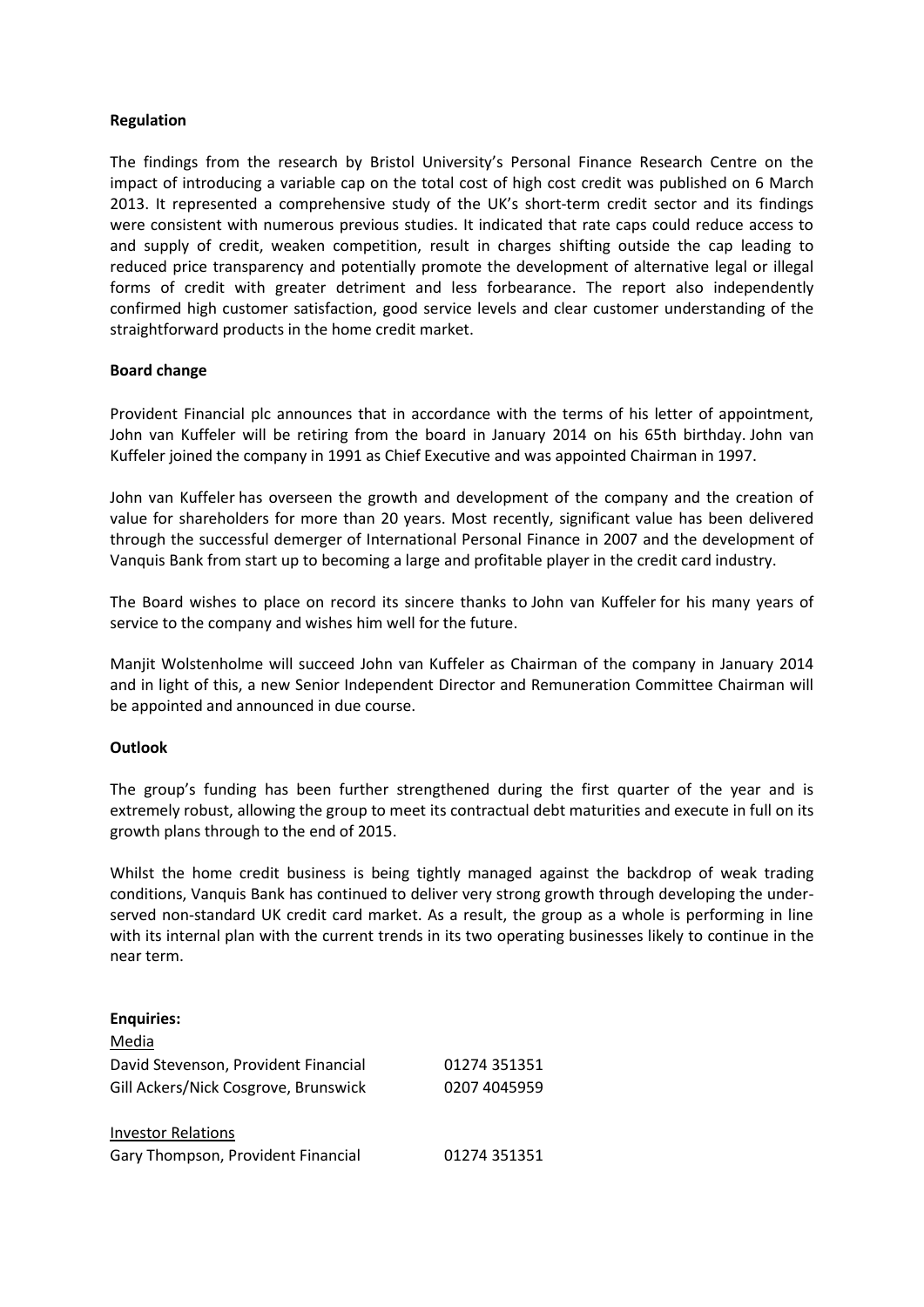**Regulation**

The findings from the research by Bristol University's Personal Finance Research Centre on the impact of introducing a variable cap on the total cost of high cost credit was published on 6 March 2013. It represented a comprehensive study of the UK's short-term credit sector and its findings were consistent with numerous previous studies. It indicated that rate caps could reduce access to and supply of credit, weaken competition, result in charges shifting outside the cap leading to reduced price transparency and potentially promote the development of alternative legal or illegal forms of credit with greater detriment and less forbearance. The report also independently confirmed high customer satisfaction, good service levels and clear customer understanding of the straightforward products in the home credit market.

**Board change**

Provident Financial plc announces that in accordance with the terms of his letter of appointment, John van Kuffeler will be retiring from the board in January 2014 on his 65th birthday. John van Kuffeler joined the company in 1991 as Chief Executive and was appointed Chairman in 1997.

John van Kuffeler has overseen the growth and development of the company and the creation of value for shareholders for more than 20 years. Most recently, significant value has been delivered through the successful demerger of International Personal Finance in 2007 and the development of Vanquis Bank from start up to becoming a large and profitable player in the credit card industry.

The Board wishes to place on record its sincere thanks to John van Kuffeler for his many years of service to the company and wishes him well for the future.

Manjit Wolstenholme will succeed John van Kuffeler as Chairman of the company in January 2014 and in light of this, a new Senior Independent Director and Remuneration Committee Chairman will be appointed and announced in due course.

**Outlook**

The group's funding has been further strengthened during the first quarter of the year and is extremely robust, allowing the group to meet its contractual debt maturities and execute in full on its growth plans through to the end of 2015.

Whilst the home credit business is being tightly managed against the backdrop of weak trading conditions, Vanquis Bank has continued to deliver very strong growth through developing the under-served non-standard UK credit card market. As a result, the group as a whole is performing in line with its internal plan with the current trends in its two operating businesses likely to continue in the near term.

**Enquiries:**

| | |
|---|---|
| Media | |
| David Stevenson, Provident Financial | 01274 351351 |
| Gill Ackers/Nick Cosgrove, Brunswick | 0207 4045959 |
| | |
| Investor Relations | |
| Gary Thompson, Provident Financial | 01274 351351 |